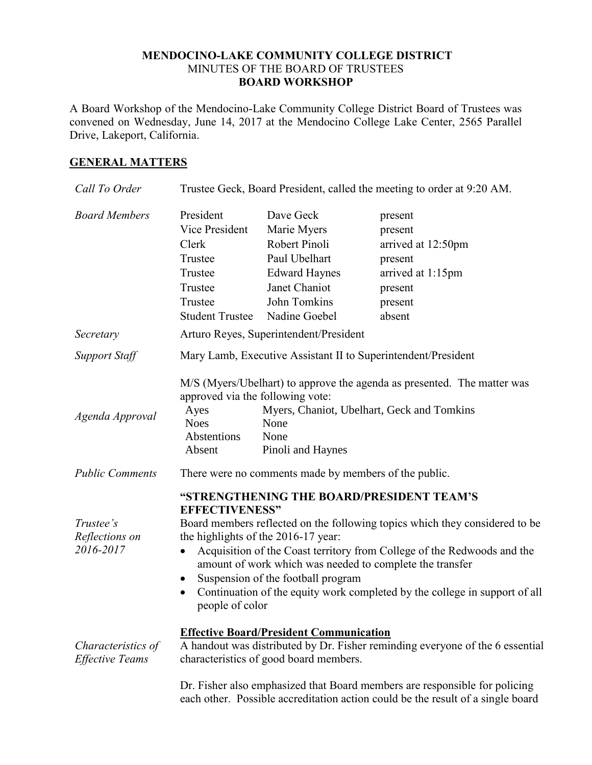**MENDOCINO-LAKE COMMUNITY COLLEGE DISTRICT**
MINUTES OF THE BOARD OF TRUSTEES
**BOARD WORKSHOP**

A Board Workshop of the Mendocino-Lake Community College District Board of Trustees was convened on Wednesday, June 14, 2017 at the Mendocino College Lake Center, 2565 Parallel Drive, Lakeport, California.

## GENERAL MATTERS

*Call To Order*

Trustee Geck, Board President, called the meeting to order at 9:20 AM.

*Board Members*

| | | |
|---|---|---|
| President | Dave Geck | present |
| Vice President | Marie Myers | present |
| Clerk | Robert Pinoli | arrived at 12:50pm |
| Trustee | Paul Ubelhart | present |
| Trustee | Edward Haynes | arrived at 1:15pm |
| Trustee | Janet Chaniot | present |
| Trustee | John Tomkins | present |
| Student Trustee | Nadine Goebel | absent |

*Secretary*

Arturo Reyes, Superintendent/President

*Support Staff*

Mary Lamb, Executive Assistant II to Superintendent/President

*Agenda Approval*

M/S (Myers/Ubelhart) to approve the agenda as presented. The matter was approved via the following vote:

| | |
|---|---|
| Ayes | Myers, Chaniot, Ubelhart, Geck and Tomkins |
| Noes | None |
| Abstentions | None |
| Absent | Pinoli and Haynes |

*Public Comments*

There were no comments made by members of the public.

*Trustee's Reflections on 2016-2017*

**"STRENGTHENING THE BOARD/PRESIDENT TEAM'S EFFECTIVENESS"**

Board members reflected on the following topics which they considered to be the highlights of the 2016-17 year:

- Acquisition of the Coast territory from College of the Redwoods and the amount of work which was needed to complete the transfer
- Suspension of the football program
- Continuation of the equity work completed by the college in support of all people of color

*Characteristics of Effective Teams*

**Effective Board/President Communication**

A handout was distributed by Dr. Fisher reminding everyone of the 6 essential characteristics of good board members.

Dr. Fisher also emphasized that Board members are responsible for policing each other. Possible accreditation action could be the result of a single board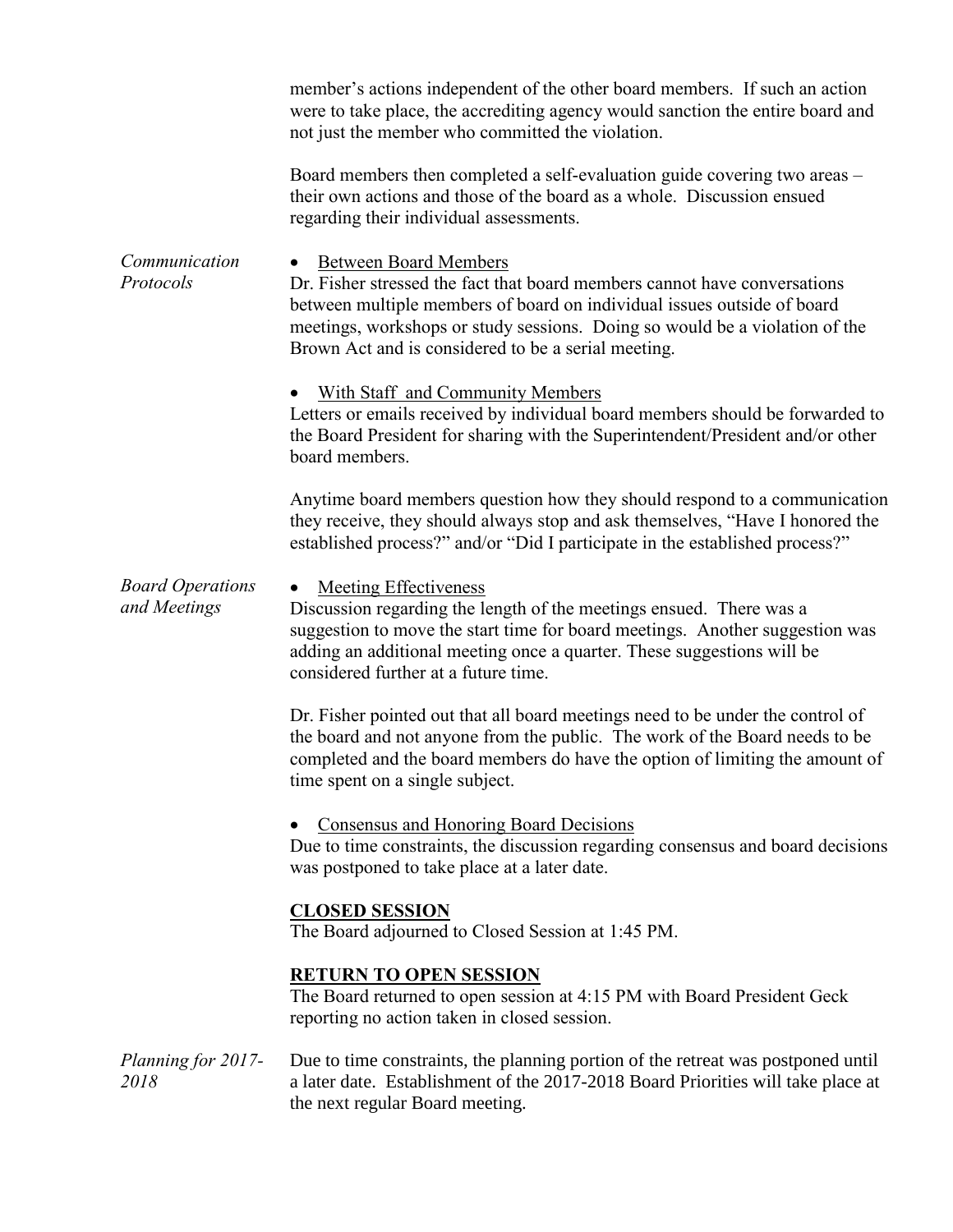member's actions independent of the other board members. If such an action were to take place, the accrediting agency would sanction the entire board and not just the member who committed the violation.

Board members then completed a self-evaluation guide covering two areas – their own actions and those of the board as a whole. Discussion ensued regarding their individual assessments.

*Communication Protocols*

- Between Board Members

Dr. Fisher stressed the fact that board members cannot have conversations between multiple members of board on individual issues outside of board meetings, workshops or study sessions. Doing so would be a violation of the Brown Act and is considered to be a serial meeting.

- With Staff and Community Members

Letters or emails received by individual board members should be forwarded to the Board President for sharing with the Superintendent/President and/or other board members.

Anytime board members question how they should respond to a communication they receive, they should always stop and ask themselves, "Have I honored the established process?" and/or "Did I participate in the established process?"

*Board Operations and Meetings*

- Meeting Effectiveness

Discussion regarding the length of the meetings ensued. There was a suggestion to move the start time for board meetings. Another suggestion was adding an additional meeting once a quarter. These suggestions will be considered further at a future time.

Dr. Fisher pointed out that all board meetings need to be under the control of the board and not anyone from the public. The work of the Board needs to be completed and the board members do have the option of limiting the amount of time spent on a single subject.

- Consensus and Honoring Board Decisions

Due to time constraints, the discussion regarding consensus and board decisions was postponed to take place at a later date.

**CLOSED SESSION**

The Board adjourned to Closed Session at 1:45 PM.

**RETURN TO OPEN SESSION**

The Board returned to open session at 4:15 PM with Board President Geck reporting no action taken in closed session.

*Planning for 2017-2018*

Due to time constraints, the planning portion of the retreat was postponed until a later date. Establishment of the 2017-2018 Board Priorities will take place at the next regular Board meeting.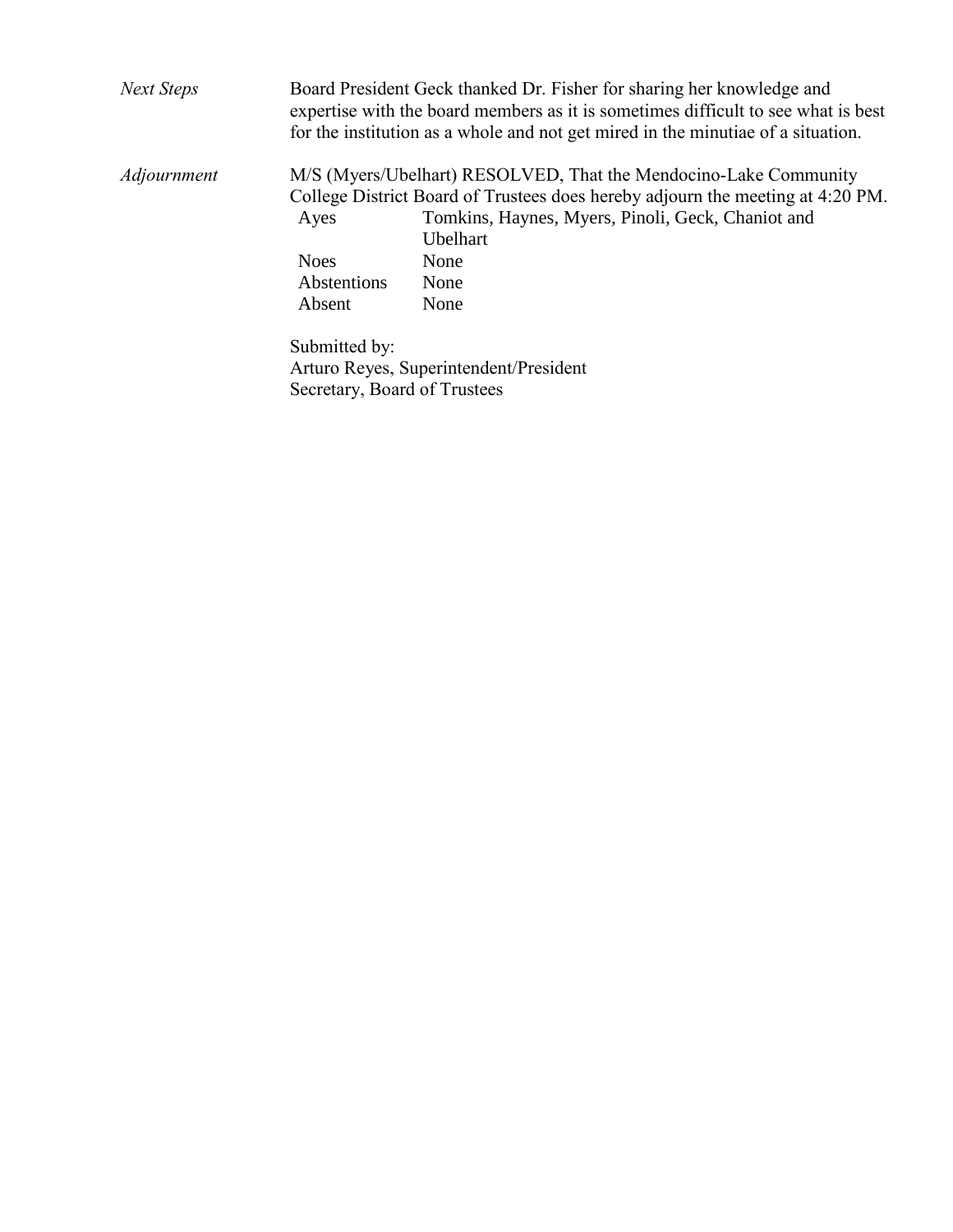*Next Steps*

Board President Geck thanked Dr. Fisher for sharing her knowledge and expertise with the board members as it is sometimes difficult to see what is best for the institution as a whole and not get mired in the minutiae of a situation.

*Adjournment*

M/S (Myers/Ubelhart) RESOLVED, That the Mendocino-Lake Community College District Board of Trustees does hereby adjourn the meeting at 4:20 PM.

| | |
|---|---|
| Ayes | Tomkins, Haynes, Myers, Pinoli, Geck, Chaniot and Ubelhart |
| Noes | None |
| Abstentions | None |
| Absent | None |

Submitted by:
Arturo Reyes, Superintendent/President
Secretary, Board of Trustees